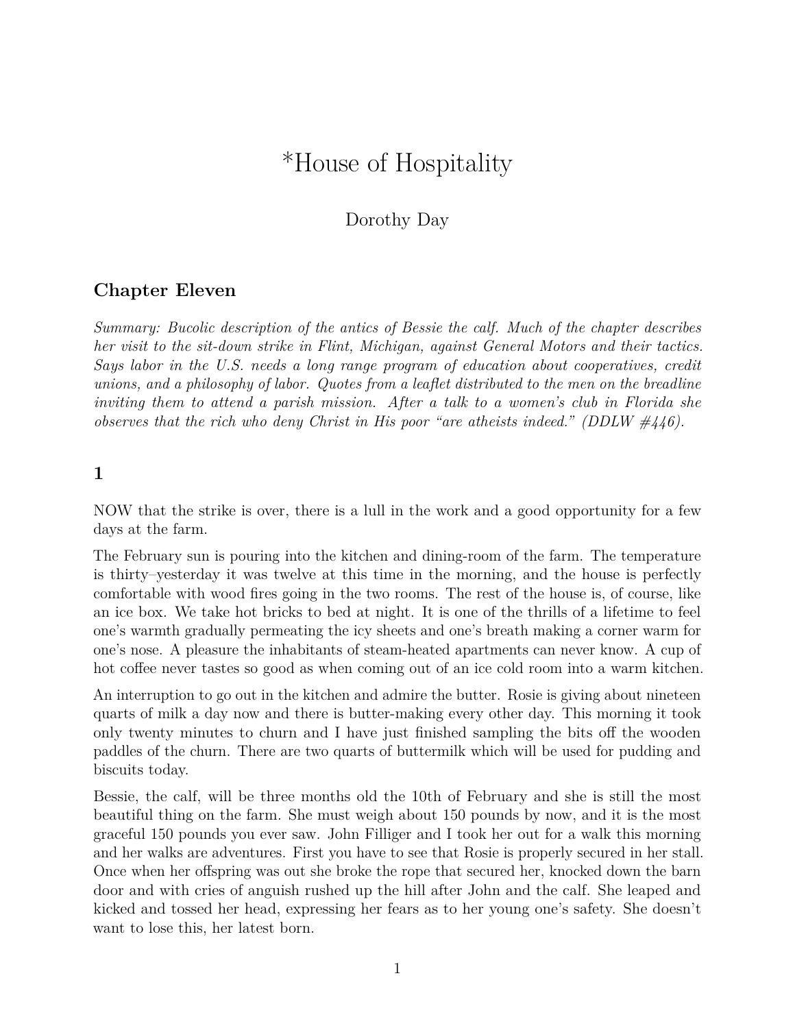# *House of Hospitality

Dorothy Day

## Chapter Eleven

*Summary: Bucolic description of the antics of Bessie the calf. Much of the chapter describes her visit to the sit-down strike in Flint, Michigan, against General Motors and their tactics. Says labor in the U.S. needs a long range program of education about cooperatives, credit unions, and a philosophy of labor. Quotes from a leaflet distributed to the men on the breadline inviting them to attend a parish mission. After a talk to a women's club in Florida she observes that the rich who deny Christ in His poor "are atheists indeed." (DDLW #446).*

### 1

NOW that the strike is over, there is a lull in the work and a good opportunity for a few days at the farm.

The February sun is pouring into the kitchen and dining-room of the farm. The temperature is thirty–yesterday it was twelve at this time in the morning, and the house is perfectly comfortable with wood fires going in the two rooms. The rest of the house is, of course, like an ice box. We take hot bricks to bed at night. It is one of the thrills of a lifetime to feel one's warmth gradually permeating the icy sheets and one's breath making a corner warm for one's nose. A pleasure the inhabitants of steam-heated apartments can never know. A cup of hot coffee never tastes so good as when coming out of an ice cold room into a warm kitchen.

An interruption to go out in the kitchen and admire the butter. Rosie is giving about nineteen quarts of milk a day now and there is butter-making every other day. This morning it took only twenty minutes to churn and I have just finished sampling the bits off the wooden paddles of the churn. There are two quarts of buttermilk which will be used for pudding and biscuits today.

Bessie, the calf, will be three months old the 10th of February and she is still the most beautiful thing on the farm. She must weigh about 150 pounds by now, and it is the most graceful 150 pounds you ever saw. John Filliger and I took her out for a walk this morning and her walks are adventures. First you have to see that Rosie is properly secured in her stall. Once when her offspring was out she broke the rope that secured her, knocked down the barn door and with cries of anguish rushed up the hill after John and the calf. She leaped and kicked and tossed her head, expressing her fears as to her young one's safety. She doesn't want to lose this, her latest born.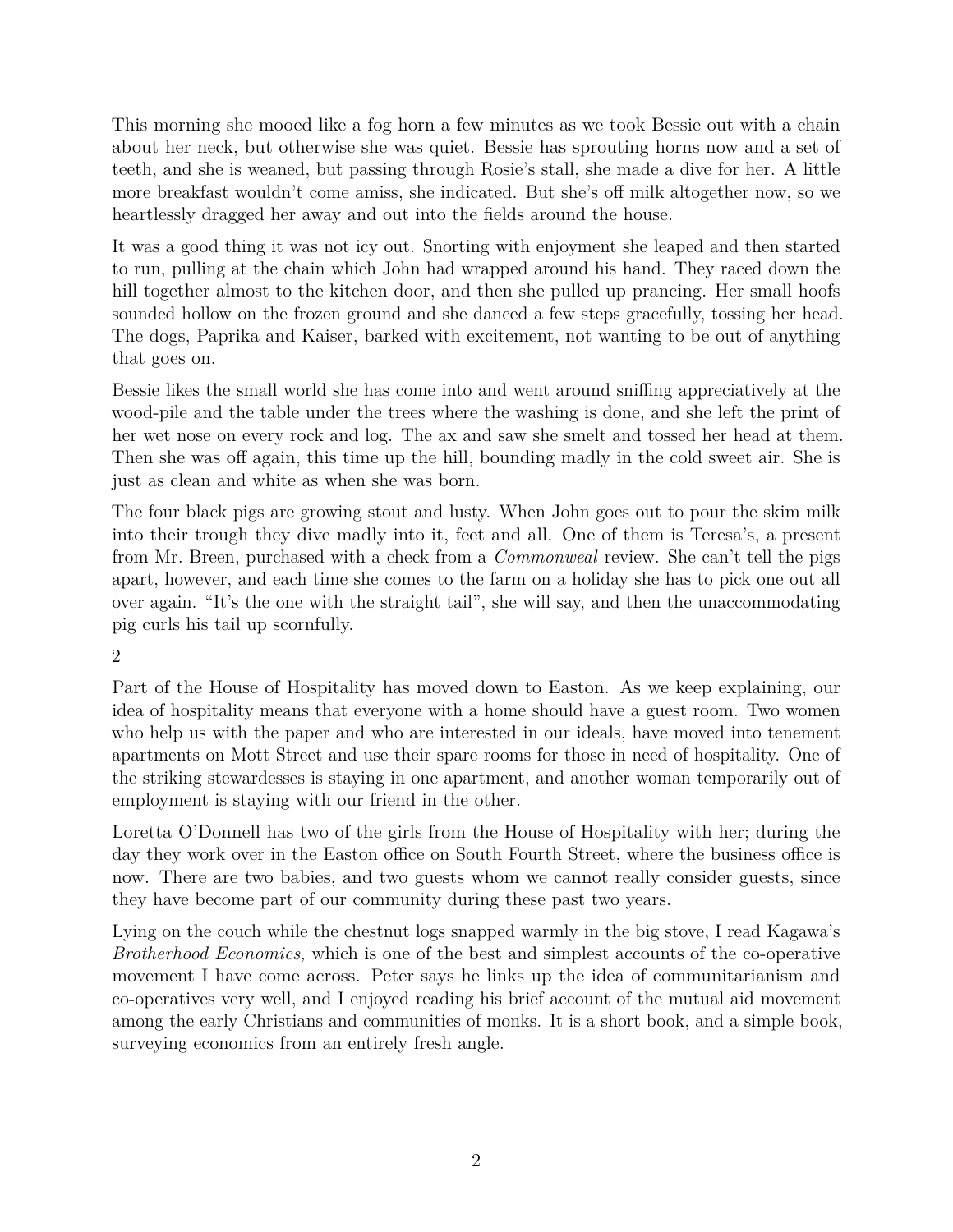This morning she mooed like a fog horn a few minutes as we took Bessie out with a chain about her neck, but otherwise she was quiet. Bessie has sprouting horns now and a set of teeth, and she is weaned, but passing through Rosie's stall, she made a dive for her. A little more breakfast wouldn't come amiss, she indicated. But she's off milk altogether now, so we heartlessly dragged her away and out into the fields around the house.

It was a good thing it was not icy out. Snorting with enjoyment she leaped and then started to run, pulling at the chain which John had wrapped around his hand. They raced down the hill together almost to the kitchen door, and then she pulled up prancing. Her small hoofs sounded hollow on the frozen ground and she danced a few steps gracefully, tossing her head. The dogs, Paprika and Kaiser, barked with excitement, not wanting to be out of anything that goes on.

Bessie likes the small world she has come into and went around sniffing appreciatively at the wood-pile and the table under the trees where the washing is done, and she left the print of her wet nose on every rock and log. The ax and saw she smelt and tossed her head at them. Then she was off again, this time up the hill, bounding madly in the cold sweet air. She is just as clean and white as when she was born.

The four black pigs are growing stout and lusty. When John goes out to pour the skim milk into their trough they dive madly into it, feet and all. One of them is Teresa's, a present from Mr. Breen, purchased with a check from a *Commonweal* review. She can't tell the pigs apart, however, and each time she comes to the farm on a holiday she has to pick one out all over again. "It's the one with the straight tail", she will say, and then the unaccommodating pig curls his tail up scornfully.

2

Part of the House of Hospitality has moved down to Easton. As we keep explaining, our idea of hospitality means that everyone with a home should have a guest room. Two women who help us with the paper and who are interested in our ideals, have moved into tenement apartments on Mott Street and use their spare rooms for those in need of hospitality. One of the striking stewardesses is staying in one apartment, and another woman temporarily out of employment is staying with our friend in the other.

Loretta O'Donnell has two of the girls from the House of Hospitality with her; during the day they work over in the Easton office on South Fourth Street, where the business office is now. There are two babies, and two guests whom we cannot really consider guests, since they have become part of our community during these past two years.

Lying on the couch while the chestnut logs snapped warmly in the big stove, I read Kagawa's *Brotherhood Economics,* which is one of the best and simplest accounts of the co-operative movement I have come across. Peter says he links up the idea of communitarianism and co-operatives very well, and I enjoyed reading his brief account of the mutual aid movement among the early Christians and communities of monks. It is a short book, and a simple book, surveying economics from an entirely fresh angle.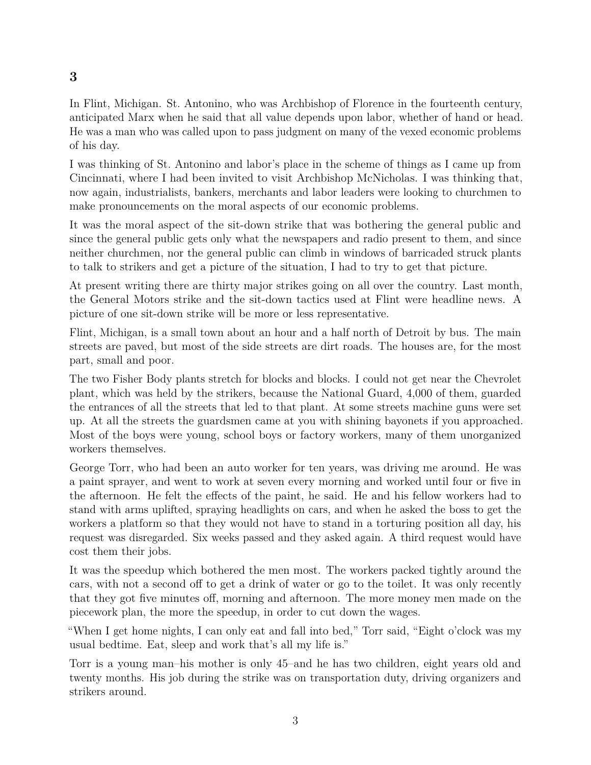## 3

In Flint, Michigan. St. Antonino, who was Archbishop of Florence in the fourteenth century, anticipated Marx when he said that all value depends upon labor, whether of hand or head. He was a man who was called upon to pass judgment on many of the vexed economic problems of his day.

I was thinking of St. Antonino and labor's place in the scheme of things as I came up from Cincinnati, where I had been invited to visit Archbishop McNicholas. I was thinking that, now again, industrialists, bankers, merchants and labor leaders were looking to churchmen to make pronouncements on the moral aspects of our economic problems.

It was the moral aspect of the sit-down strike that was bothering the general public and since the general public gets only what the newspapers and radio present to them, and since neither churchmen, nor the general public can climb in windows of barricaded struck plants to talk to strikers and get a picture of the situation, I had to try to get that picture.

At present writing there are thirty major strikes going on all over the country. Last month, the General Motors strike and the sit-down tactics used at Flint were headline news. A picture of one sit-down strike will be more or less representative.

Flint, Michigan, is a small town about an hour and a half north of Detroit by bus. The main streets are paved, but most of the side streets are dirt roads. The houses are, for the most part, small and poor.

The two Fisher Body plants stretch for blocks and blocks. I could not get near the Chevrolet plant, which was held by the strikers, because the National Guard, 4,000 of them, guarded the entrances of all the streets that led to that plant. At some streets machine guns were set up. At all the streets the guardsmen came at you with shining bayonets if you approached. Most of the boys were young, school boys or factory workers, many of them unorganized workers themselves.

George Torr, who had been an auto worker for ten years, was driving me around. He was a paint sprayer, and went to work at seven every morning and worked until four or five in the afternoon. He felt the effects of the paint, he said. He and his fellow workers had to stand with arms uplifted, spraying headlights on cars, and when he asked the boss to get the workers a platform so that they would not have to stand in a torturing position all day, his request was disregarded. Six weeks passed and they asked again. A third request would have cost them their jobs.

It was the speedup which bothered the men most. The workers packed tightly around the cars, with not a second off to get a drink of water or go to the toilet. It was only recently that they got five minutes off, morning and afternoon. The more money men made on the piecework plan, the more the speedup, in order to cut down the wages.

"When I get home nights, I can only eat and fall into bed," Torr said, "Eight o'clock was my usual bedtime. Eat, sleep and work that's all my life is."

Torr is a young man–his mother is only 45–and he has two children, eight years old and twenty months. His job during the strike was on transportation duty, driving organizers and strikers around.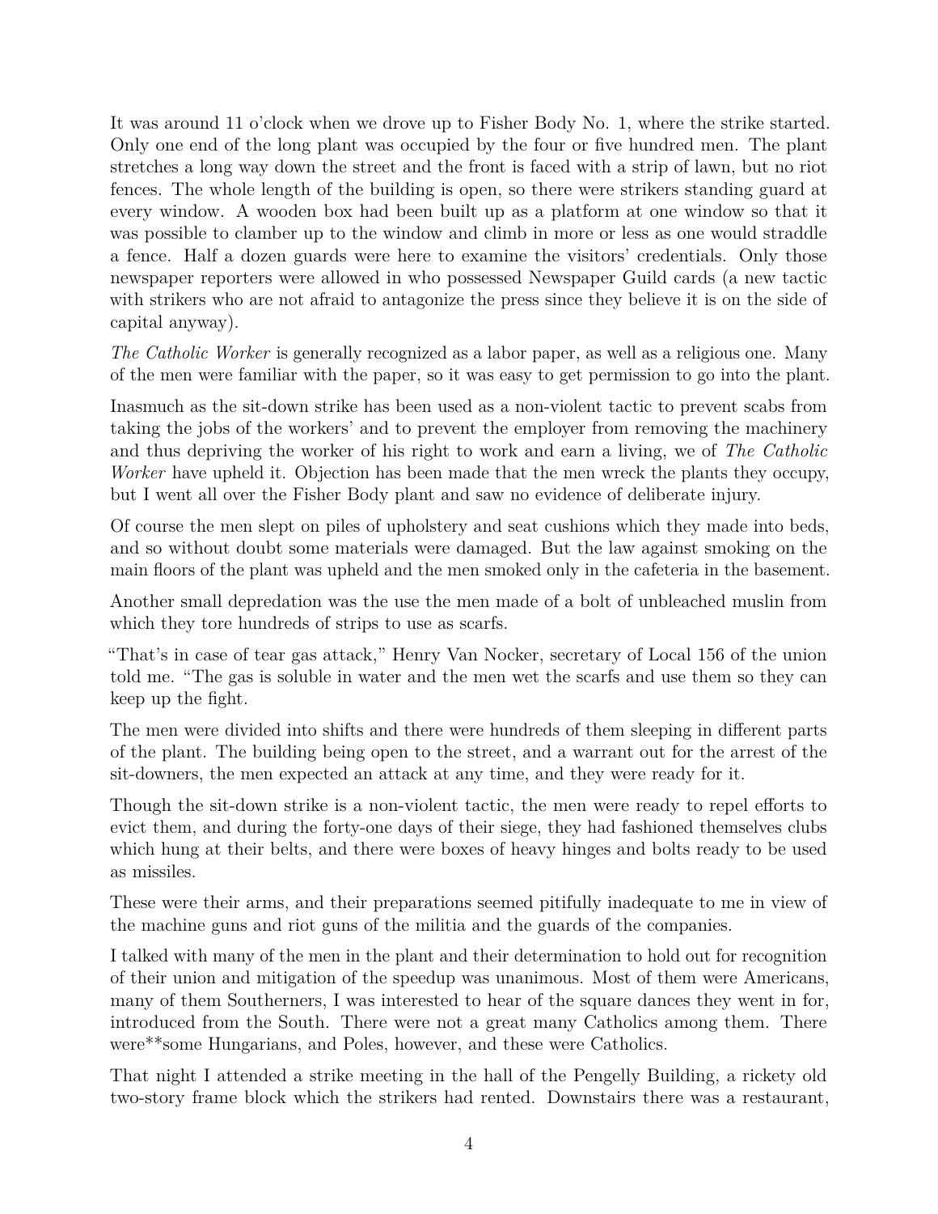It was around 11 o'clock when we drove up to Fisher Body No. 1, where the strike started. Only one end of the long plant was occupied by the four or five hundred men. The plant stretches a long way down the street and the front is faced with a strip of lawn, but no riot fences. The whole length of the building is open, so there were strikers standing guard at every window. A wooden box had been built up as a platform at one window so that it was possible to clamber up to the window and climb in more or less as one would straddle a fence. Half a dozen guards were here to examine the visitors' credentials. Only those newspaper reporters were allowed in who possessed Newspaper Guild cards (a new tactic with strikers who are not afraid to antagonize the press since they believe it is on the side of capital anyway).

*The Catholic Worker* is generally recognized as a labor paper, as well as a religious one. Many of the men were familiar with the paper, so it was easy to get permission to go into the plant.

Inasmuch as the sit-down strike has been used as a non-violent tactic to prevent scabs from taking the jobs of the workers' and to prevent the employer from removing the machinery and thus depriving the worker of his right to work and earn a living, we of *The Catholic Worker* have upheld it. Objection has been made that the men wreck the plants they occupy, but I went all over the Fisher Body plant and saw no evidence of deliberate injury.

Of course the men slept on piles of upholstery and seat cushions which they made into beds, and so without doubt some materials were damaged. But the law against smoking on the main floors of the plant was upheld and the men smoked only in the cafeteria in the basement.

Another small depredation was the use the men made of a bolt of unbleached muslin from which they tore hundreds of strips to use as scarfs.

"That's in case of tear gas attack," Henry Van Nocker, secretary of Local 156 of the union told me. "The gas is soluble in water and the men wet the scarfs and use them so they can keep up the fight.

The men were divided into shifts and there were hundreds of them sleeping in different parts of the plant. The building being open to the street, and a warrant out for the arrest of the sit-downers, the men expected an attack at any time, and they were ready for it.

Though the sit-down strike is a non-violent tactic, the men were ready to repel efforts to evict them, and during the forty-one days of their siege, they had fashioned themselves clubs which hung at their belts, and there were boxes of heavy hinges and bolts ready to be used as missiles.

These were their arms, and their preparations seemed pitifully inadequate to me in view of the machine guns and riot guns of the militia and the guards of the companies.

I talked with many of the men in the plant and their determination to hold out for recognition of their union and mitigation of the speedup was unanimous. Most of them were Americans, many of them Southerners, I was interested to hear of the square dances they went in for, introduced from the South. There were not a great many Catholics among them. There were**some Hungarians, and Poles, however, and these were Catholics.

That night I attended a strike meeting in the hall of the Pengelly Building, a rickety old two-story frame block which the strikers had rented. Downstairs there was a restaurant,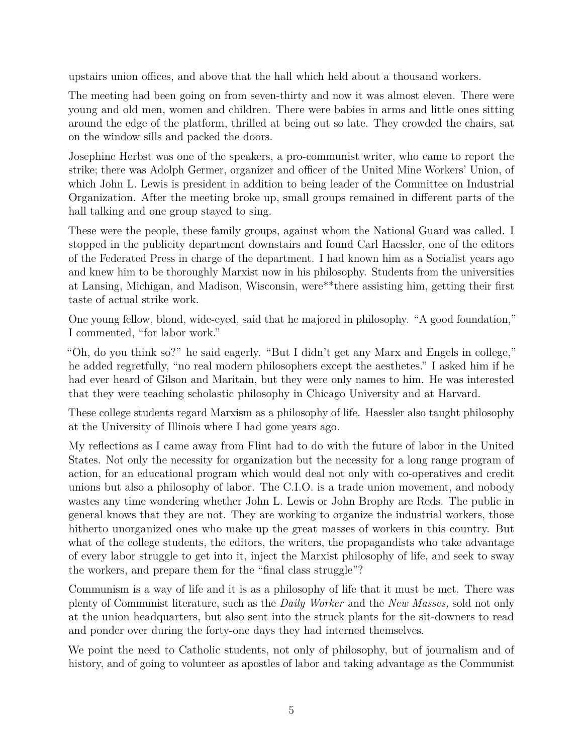upstairs union offices, and above that the hall which held about a thousand workers.

The meeting had been going on from seven-thirty and now it was almost eleven. There were young and old men, women and children. There were babies in arms and little ones sitting around the edge of the platform, thrilled at being out so late. They crowded the chairs, sat on the window sills and packed the doors.

Josephine Herbst was one of the speakers, a pro-communist writer, who came to report the strike; there was Adolph Germer, organizer and officer of the United Mine Workers' Union, of which John L. Lewis is president in addition to being leader of the Committee on Industrial Organization. After the meeting broke up, small groups remained in different parts of the hall talking and one group stayed to sing.

These were the people, these family groups, against whom the National Guard was called. I stopped in the publicity department downstairs and found Carl Haessler, one of the editors of the Federated Press in charge of the department. I had known him as a Socialist years ago and knew him to be thoroughly Marxist now in his philosophy. Students from the universities at Lansing, Michigan, and Madison, Wisconsin, were**there assisting him, getting their first taste of actual strike work.

One young fellow, blond, wide-eyed, said that he majored in philosophy. "A good foundation," I commented, "for labor work."

"Oh, do you think so?" he said eagerly. "But I didn't get any Marx and Engels in college," he added regretfully, "no real modern philosophers except the aesthetes." I asked him if he had ever heard of Gilson and Maritain, but they were only names to him. He was interested that they were teaching scholastic philosophy in Chicago University and at Harvard.

These college students regard Marxism as a philosophy of life. Haessler also taught philosophy at the University of Illinois where I had gone years ago.

My reflections as I came away from Flint had to do with the future of labor in the United States. Not only the necessity for organization but the necessity for a long range program of action, for an educational program which would deal not only with co-operatives and credit unions but also a philosophy of labor. The C.I.O. is a trade union movement, and nobody wastes any time wondering whether John L. Lewis or John Brophy are Reds. The public in general knows that they are not. They are working to organize the industrial workers, those hitherto unorganized ones who make up the great masses of workers in this country. But what of the college students, the editors, the writers, the propagandists who take advantage of every labor struggle to get into it, inject the Marxist philosophy of life, and seek to sway the workers, and prepare them for the "final class struggle"?

Communism is a way of life and it is as a philosophy of life that it must be met. There was plenty of Communist literature, such as the *Daily Worker* and the *New Masses,* sold not only at the union headquarters, but also sent into the struck plants for the sit-downers to read and ponder over during the forty-one days they had interned themselves.

We point the need to Catholic students, not only of philosophy, but of journalism and of history, and of going to volunteer as apostles of labor and taking advantage as the Communist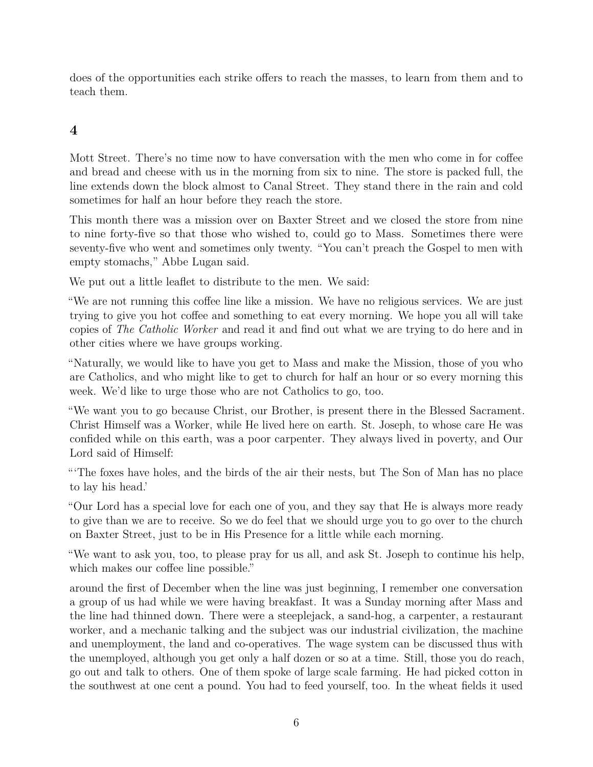does of the opportunities each strike offers to reach the masses, to learn from them and to teach them.

## 4

Mott Street. There's no time now to have conversation with the men who come in for coffee and bread and cheese with us in the morning from six to nine. The store is packed full, the line extends down the block almost to Canal Street. They stand there in the rain and cold sometimes for half an hour before they reach the store.

This month there was a mission over on Baxter Street and we closed the store from nine to nine forty-five so that those who wished to, could go to Mass. Sometimes there were seventy-five who went and sometimes only twenty. "You can't preach the Gospel to men with empty stomachs," Abbe Lugan said.

We put out a little leaflet to distribute to the men. We said:

"We are not running this coffee line like a mission. We have no religious services. We are just trying to give you hot coffee and something to eat every morning. We hope you all will take copies of *The Catholic Worker* and read it and find out what we are trying to do here and in other cities where we have groups working.

"Naturally, we would like to have you get to Mass and make the Mission, those of you who are Catholics, and who might like to get to church for half an hour or so every morning this week. We'd like to urge those who are not Catholics to go, too.

"We want you to go because Christ, our Brother, is present there in the Blessed Sacrament. Christ Himself was a Worker, while He lived here on earth. St. Joseph, to whose care He was confided while on this earth, was a poor carpenter. They always lived in poverty, and Our Lord said of Himself:

"'The foxes have holes, and the birds of the air their nests, but The Son of Man has no place to lay his head.'

"Our Lord has a special love for each one of you, and they say that He is always more ready to give than we are to receive. So we do feel that we should urge you to go over to the church on Baxter Street, just to be in His Presence for a little while each morning.

"We want to ask you, too, to please pray for us all, and ask St. Joseph to continue his help, which makes our coffee line possible."

around the first of December when the line was just beginning, I remember one conversation a group of us had while we were having breakfast. It was a Sunday morning after Mass and the line had thinned down. There were a steeplejack, a sand-hog, a carpenter, a restaurant worker, and a mechanic talking and the subject was our industrial civilization, the machine and unemployment, the land and co-operatives. The wage system can be discussed thus with the unemployed, although you get only a half dozen or so at a time. Still, those you do reach, go out and talk to others. One of them spoke of large scale farming. He had picked cotton in the southwest at one cent a pound. You had to feed yourself, too. In the wheat fields it used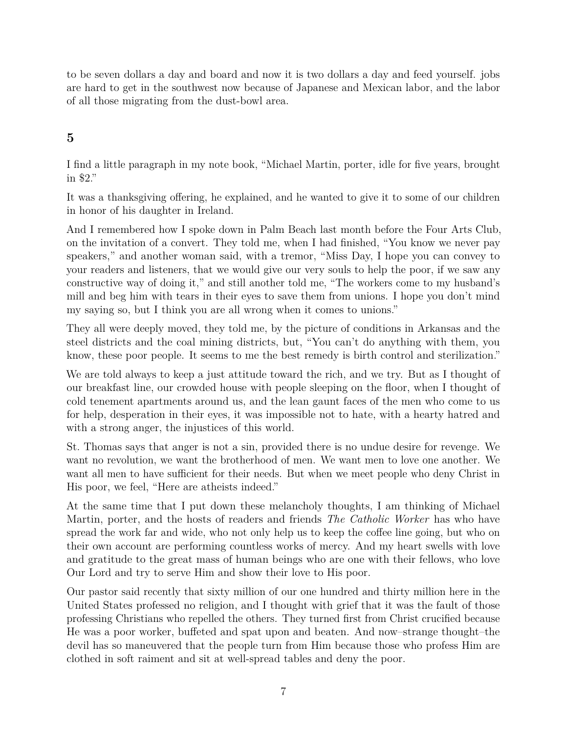to be seven dollars a day and board and now it is two dollars a day and feed yourself. jobs are hard to get in the southwest now because of Japanese and Mexican labor, and the labor of all those migrating from the dust-bowl area.

## 5

I find a little paragraph in my note book, "Michael Martin, porter, idle for five years, brought in $2."

It was a thanksgiving offering, he explained, and he wanted to give it to some of our children in honor of his daughter in Ireland.

And I remembered how I spoke down in Palm Beach last month before the Four Arts Club, on the invitation of a convert. They told me, when I had finished, "You know we never pay speakers," and another woman said, with a tremor, "Miss Day, I hope you can convey to your readers and listeners, that we would give our very souls to help the poor, if we saw any constructive way of doing it," and still another told me, "The workers come to my husband's mill and beg him with tears in their eyes to save them from unions. I hope you don't mind my saying so, but I think you are all wrong when it comes to unions."

They all were deeply moved, they told me, by the picture of conditions in Arkansas and the steel districts and the coal mining districts, but, "You can't do anything with them, you know, these poor people. It seems to me the best remedy is birth control and sterilization."

We are told always to keep a just attitude toward the rich, and we try. But as I thought of our breakfast line, our crowded house with people sleeping on the floor, when I thought of cold tenement apartments around us, and the lean gaunt faces of the men who come to us for help, desperation in their eyes, it was impossible not to hate, with a hearty hatred and with a strong anger, the injustices of this world.

St. Thomas says that anger is not a sin, provided there is no undue desire for revenge. We want no revolution, we want the brotherhood of men. We want men to love one another. We want all men to have sufficient for their needs. But when we meet people who deny Christ in His poor, we feel, "Here are atheists indeed."

At the same time that I put down these melancholy thoughts, I am thinking of Michael Martin, porter, and the hosts of readers and friends *The Catholic Worker* has who have spread the work far and wide, who not only help us to keep the coffee line going, but who on their own account are performing countless works of mercy. And my heart swells with love and gratitude to the great mass of human beings who are one with their fellows, who love Our Lord and try to serve Him and show their love to His poor.

Our pastor said recently that sixty million of our one hundred and thirty million here in the United States professed no religion, and I thought with grief that it was the fault of those professing Christians who repelled the others. They turned first from Christ crucified because He was a poor worker, buffeted and spat upon and beaten. And now–strange thought–the devil has so maneuvered that the people turn from Him because those who profess Him are clothed in soft raiment and sit at well-spread tables and deny the poor.